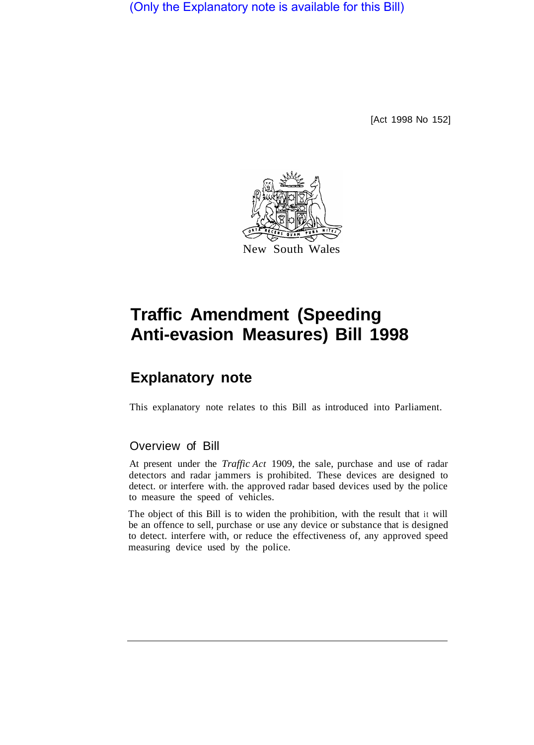(Only the Explanatory note is available for this Bill)

[Act 1998 No 152]

New South Wales

# Traffic Amendment (Speeding Anti-evasion Measures) Bill 1998

## Explanatory note

This explanatory note relates to this Bill as introduced into Parliament.

### Overview of Bill

At present under the *Traffic Act* 1909, the sale, purchase and use of radar detectors and radar jammers is prohibited. These devices are designed to detect. or interfere with. the approved radar based devices used by the police to measure the speed of vehicles.

The object of this Bill is to widen the prohibition, with the result that it will be an offence to sell, purchase or use any device or substance that is designed to detect. interfere with, or reduce the effectiveness of, any approved speed measuring device used by the police.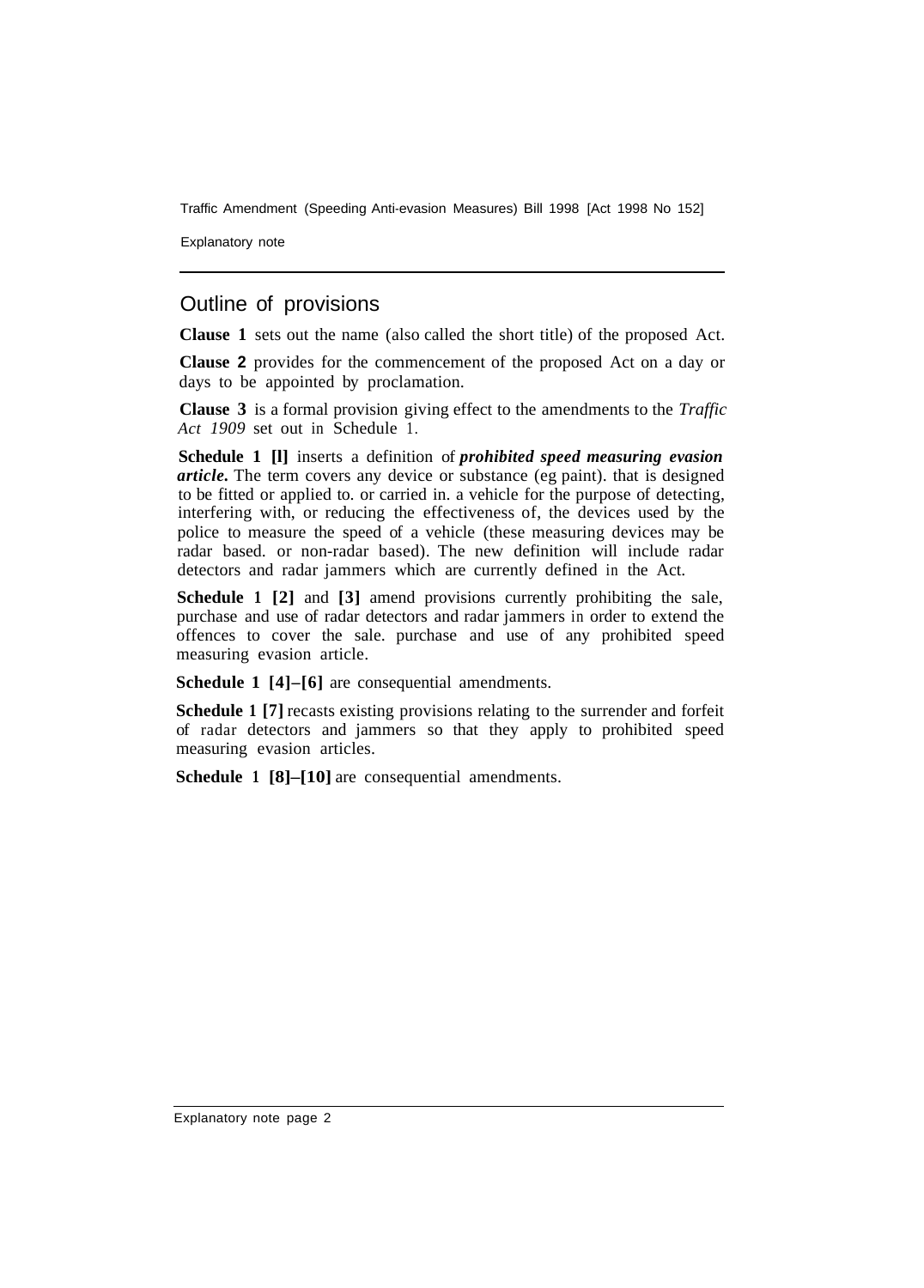## Outline of provisions

**Clause 1** sets out the name (also called the short title) of the proposed Act.

**Clause 2** provides for the commencement of the proposed Act on a day or days to be appointed by proclamation.

**Clause 3** is a formal provision giving effect to the amendments to the *Traffic Act 1909* set out in Schedule 1.

**Schedule 1 [l]** inserts a definition of ***prohibited speed measuring evasion article.*** The term covers any device or substance (eg paint). that is designed to be fitted or applied to. or carried in. a vehicle for the purpose of detecting, interfering with, or reducing the effectiveness of, the devices used by the police to measure the speed of a vehicle (these measuring devices may be radar based. or non-radar based). The new definition will include radar detectors and radar jammers which are currently defined in the Act.

**Schedule 1 [2]** and **[3]** amend provisions currently prohibiting the sale, purchase and use of radar detectors and radar jammers in order to extend the offences to cover the sale. purchase and use of any prohibited speed measuring evasion article.

**Schedule 1 [4]–[6]** are consequential amendments.

**Schedule 1 [7]** recasts existing provisions relating to the surrender and forfeit of radar detectors and jammers so that they apply to prohibited speed measuring evasion articles.

**Schedule 1 [8]–[10]** are consequential amendments.